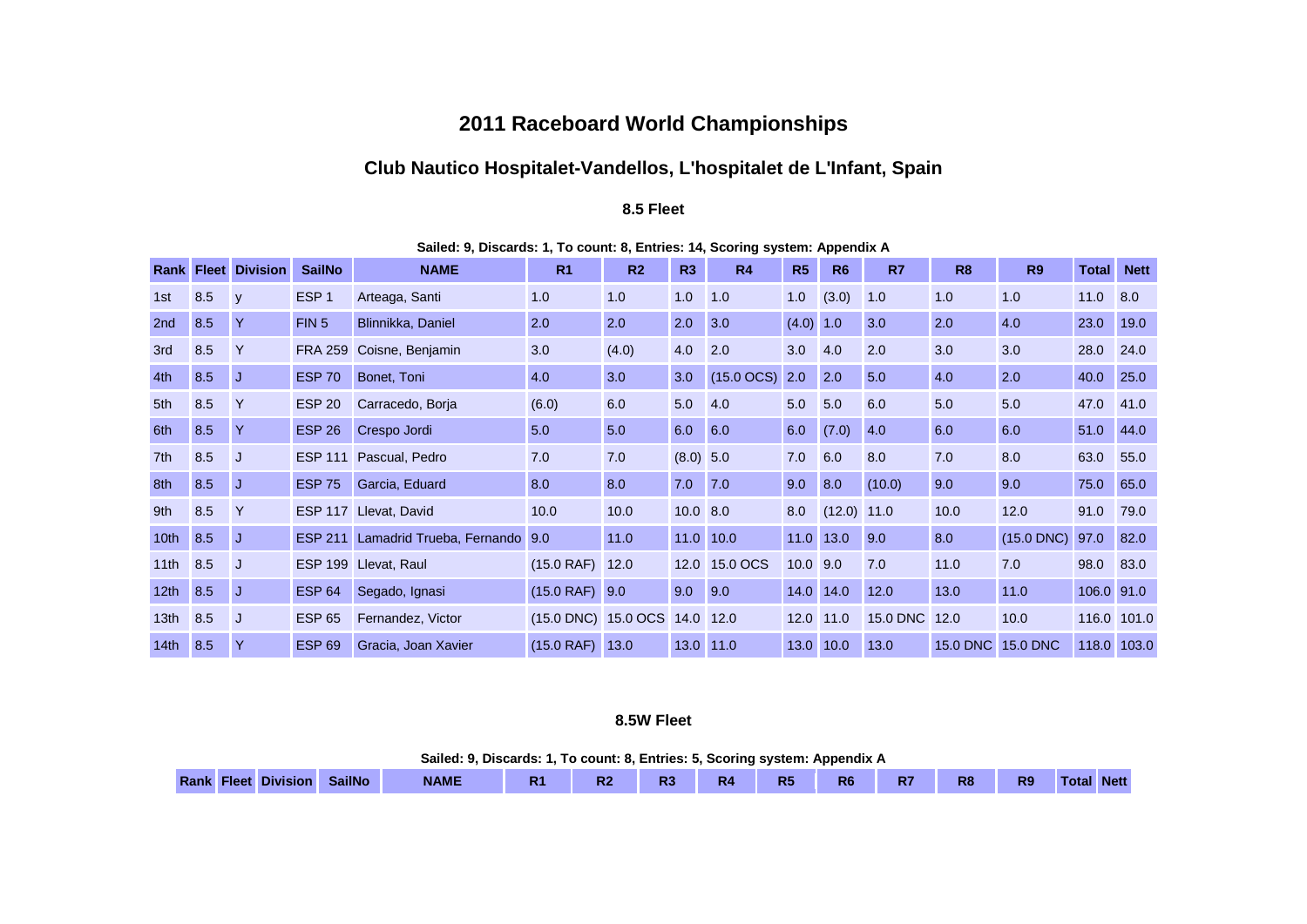# 2011 Raceboard World Championships

## Club Nautico Hospitalet-Vandellos, L'hospitalet de L'Infant, Spain

### 8.5 Fleet

**Sailed: 9, Discards: 1, To count: 8, Entries: 14, Scoring system: Appendix A**

| Rank | Fleet | Division | SailNo | NAME | R1 | R2 | R3 | R4 | R5 | R6 | R7 | R8 | R9 | Total | Nett |
|---|---|---|---|---|---|---|---|---|---|---|---|---|---|---|---|
| 1st | 8.5 | y | ESP 1 | Arteaga, Santi | 1.0 | 1.0 | 1.0 | 1.0 | 1.0 | (3.0) | 1.0 | 1.0 | 1.0 | 11.0 | 8.0 |
| 2nd | 8.5 | Y | FIN 5 | Blinnikka, Daniel | 2.0 | 2.0 | 2.0 | 3.0 | (4.0) | 1.0 | 3.0 | 2.0 | 4.0 | 23.0 | 19.0 |
| 3rd | 8.5 | Y | FRA 259 | Coisne, Benjamin | 3.0 | (4.0) | 4.0 | 2.0 | 3.0 | 4.0 | 2.0 | 3.0 | 3.0 | 28.0 | 24.0 |
| 4th | 8.5 | J | ESP 70 | Bonet, Toni | 4.0 | 3.0 | 3.0 | (15.0 OCS) | 2.0 | 2.0 | 5.0 | 4.0 | 2.0 | 40.0 | 25.0 |
| 5th | 8.5 | Y | ESP 20 | Carracedo, Borja | (6.0) | 6.0 | 5.0 | 4.0 | 5.0 | 5.0 | 6.0 | 5.0 | 5.0 | 47.0 | 41.0 |
| 6th | 8.5 | Y | ESP 26 | Crespo Jordi | 5.0 | 5.0 | 6.0 | 6.0 | 6.0 | (7.0) | 4.0 | 6.0 | 6.0 | 51.0 | 44.0 |
| 7th | 8.5 | J | ESP 111 | Pascual, Pedro | 7.0 | 7.0 | (8.0) | 5.0 | 7.0 | 6.0 | 8.0 | 7.0 | 8.0 | 63.0 | 55.0 |
| 8th | 8.5 | J | ESP 75 | Garcia, Eduard | 8.0 | 8.0 | 7.0 | 7.0 | 9.0 | 8.0 | (10.0) | 9.0 | 9.0 | 75.0 | 65.0 |
| 9th | 8.5 | Y | ESP 117 | Llevat, David | 10.0 | 10.0 | 10.0 | 8.0 | 8.0 | (12.0) | 11.0 | 10.0 | 12.0 | 91.0 | 79.0 |
| 10th | 8.5 | J | ESP 211 | Lamadrid Trueba, Fernando | 9.0 | 11.0 | 11.0 | 10.0 | 11.0 | 13.0 | 9.0 | 8.0 | (15.0 DNC) | 97.0 | 82.0 |
| 11th | 8.5 | J | ESP 199 | Llevat, Raul | (15.0 RAF) | 12.0 | 12.0 | 15.0 OCS | 10.0 | 9.0 | 7.0 | 11.0 | 7.0 | 98.0 | 83.0 |
| 12th | 8.5 | J | ESP 64 | Segado, Ignasi | (15.0 RAF) | 9.0 | 9.0 | 9.0 | 14.0 | 14.0 | 12.0 | 13.0 | 11.0 | 106.0 | 91.0 |
| 13th | 8.5 | J | ESP 65 | Fernandez, Victor | (15.0 DNC) | 15.0 OCS | 14.0 | 12.0 | 12.0 | 11.0 | 15.0 DNC | 12.0 | 10.0 | 116.0 | 101.0 |
| 14th | 8.5 | Y | ESP 69 | Gracia, Joan Xavier | (15.0 RAF) | 13.0 | 13.0 | 11.0 | 13.0 | 10.0 | 13.0 | 15.0 DNC | 15.0 DNC | 118.0 | 103.0 |

### 8.5W Fleet

**Sailed: 9, Discards: 1, To count: 8, Entries: 5, Scoring system: Appendix A**

| Rank | Fleet | Division | SailNo | NAME | R1 | R2 | R3 | R4 | R5 | R6 | R7 | R8 | R9 | Total | Nett |
|---|---|---|---|---|---|---|---|---|---|---|---|---|---|---|---|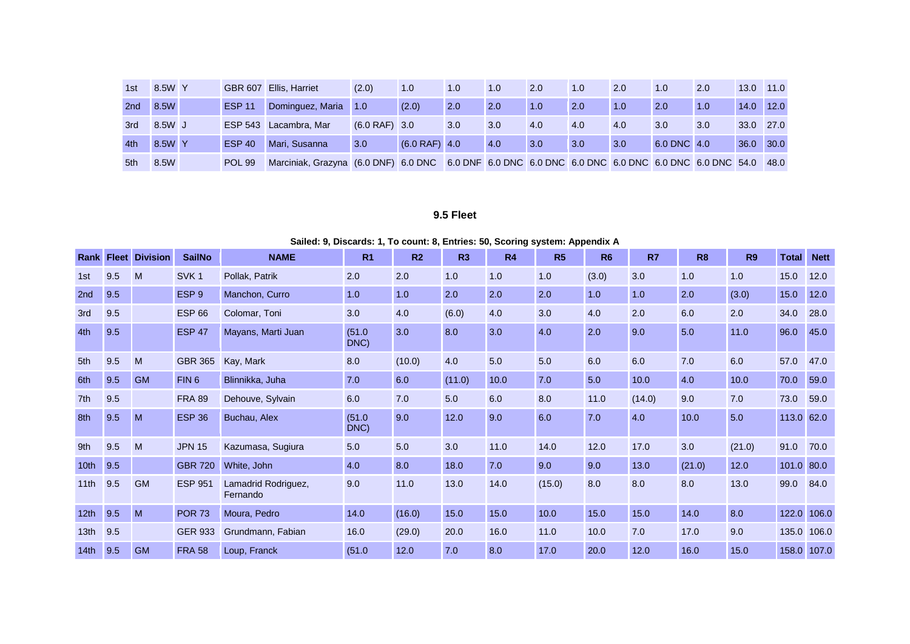| 1st | 8.5W | Y | GBR 607 | Ellis, Harriet | (2.0) | 1.0 | 1.0 | 1.0 | 2.0 | 1.0 | 2.0 | 1.0 | 2.0 | 13.0 | 11.0 |
|---|---|---|---|---|---|---|---|---|---|---|---|---|---|---|---|
| 2nd | 8.5W | | ESP 11 | Dominguez, Maria | 1.0 | (2.0) | 2.0 | 2.0 | 1.0 | 2.0 | 1.0 | 2.0 | 1.0 | 14.0 | 12.0 |
| 3rd | 8.5W | J | ESP 543 | Lacambra, Mar | (6.0 RAF) | 3.0 | 3.0 | 3.0 | 4.0 | 4.0 | 4.0 | 3.0 | 3.0 | 33.0 | 27.0 |
| 4th | 8.5W | Y | ESP 40 | Mari, Susanna | 3.0 | (6.0 RAF) | 4.0 | 4.0 | 3.0 | 3.0 | 3.0 | 6.0 DNC | 4.0 | 36.0 | 30.0 |
| 5th | 8.5W | | POL 99 | Marciniak, Grazyna | (6.0 DNF) | 6.0 DNC | 6.0 DNF | 6.0 DNC | 6.0 DNC | 6.0 DNC | 6.0 DNC | 6.0 DNC | 6.0 DNC | 54.0 | 48.0 |

## 9.5 Fleet

**Sailed: 9, Discards: 1, To count: 8, Entries: 50, Scoring system: Appendix A**

| Rank | Fleet | Division | SailNo | NAME | R1 | R2 | R3 | R4 | R5 | R6 | R7 | R8 | R9 | Total | Nett |
|---|---|---|---|---|---|---|---|---|---|---|---|---|---|---|---|
| 1st | 9.5 | M | SVK 1 | Pollak, Patrik | 2.0 | 2.0 | 1.0 | 1.0 | 1.0 | (3.0) | 3.0 | 1.0 | 1.0 | 15.0 | 12.0 |
| 2nd | 9.5 | | ESP 9 | Manchon, Curro | 1.0 | 1.0 | 2.0 | 2.0 | 2.0 | 1.0 | 1.0 | 2.0 | (3.0) | 15.0 | 12.0 |
| 3rd | 9.5 | | ESP 66 | Colomar, Toni | 3.0 | 4.0 | (6.0) | 4.0 | 3.0 | 4.0 | 2.0 | 6.0 | 2.0 | 34.0 | 28.0 |
| 4th | 9.5 | | ESP 47 | Mayans, Marti Juan | (51.0 DNC) | 3.0 | 8.0 | 3.0 | 4.0 | 2.0 | 9.0 | 5.0 | 11.0 | 96.0 | 45.0 |
| 5th | 9.5 | M | GBR 365 | Kay, Mark | 8.0 | (10.0) | 4.0 | 5.0 | 5.0 | 6.0 | 6.0 | 7.0 | 6.0 | 57.0 | 47.0 |
| 6th | 9.5 | GM | FIN 6 | Blinnikka, Juha | 7.0 | 6.0 | (11.0) | 10.0 | 7.0 | 5.0 | 10.0 | 4.0 | 10.0 | 70.0 | 59.0 |
| 7th | 9.5 | | FRA 89 | Dehouve, Sylvain | 6.0 | 7.0 | 5.0 | 6.0 | 8.0 | 11.0 | (14.0) | 9.0 | 7.0 | 73.0 | 59.0 |
| 8th | 9.5 | M | ESP 36 | Buchau, Alex | (51.0 DNC) | 9.0 | 12.0 | 9.0 | 6.0 | 7.0 | 4.0 | 10.0 | 5.0 | 113.0 | 62.0 |
| 9th | 9.5 | M | JPN 15 | Kazumasa, Sugiura | 5.0 | 5.0 | 3.0 | 11.0 | 14.0 | 12.0 | 17.0 | 3.0 | (21.0) | 91.0 | 70.0 |
| 10th | 9.5 | | GBR 720 | White, John | 4.0 | 8.0 | 18.0 | 7.0 | 9.0 | 9.0 | 13.0 | (21.0) | 12.0 | 101.0 | 80.0 |
| 11th | 9.5 | GM | ESP 951 | Lamadrid Rodriguez, Fernando | 9.0 | 11.0 | 13.0 | 14.0 | (15.0) | 8.0 | 8.0 | 8.0 | 13.0 | 99.0 | 84.0 |
| 12th | 9.5 | M | POR 73 | Moura, Pedro | 14.0 | (16.0) | 15.0 | 15.0 | 10.0 | 15.0 | 15.0 | 14.0 | 8.0 | 122.0 | 106.0 |
| 13th | 9.5 | | GER 933 | Grundmann, Fabian | 16.0 | (29.0) | 20.0 | 16.0 | 11.0 | 10.0 | 7.0 | 17.0 | 9.0 | 135.0 | 106.0 |
| 14th | 9.5 | GM | FRA 58 | Loup, Franck | (51.0 | 12.0 | 7.0 | 8.0 | 17.0 | 20.0 | 12.0 | 16.0 | 15.0 | 158.0 | 107.0 |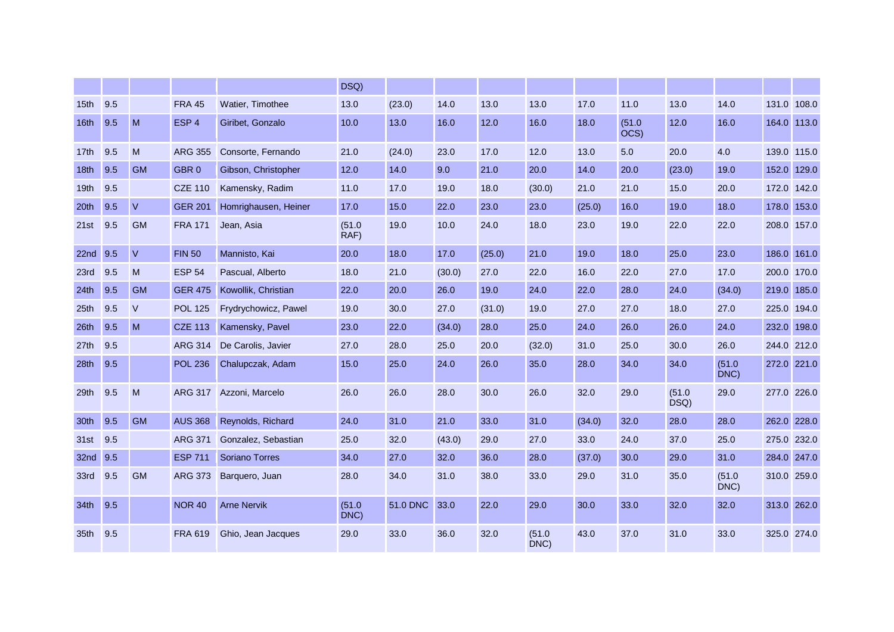| | | | | | DSQ) | | | | | | | | | | | |
|---|---|---|---|---|---|---|---|---|---|---|---|---|---|---|---|---|
| 15th | 9.5 | | FRA 45 | Watier, Timothee | 13.0 | (23.0) | 14.0 | 13.0 | 13.0 | 17.0 | 11.0 | 13.0 | 14.0 | 131.0 | 108.0 |
| 16th | 9.5 | M | ESP 4 | Giribet, Gonzalo | 10.0 | 13.0 | 16.0 | 12.0 | 16.0 | 18.0 | (51.0 OCS) | 12.0 | 16.0 | 164.0 | 113.0 |
| 17th | 9.5 | M | ARG 355 | Consorte, Fernando | 21.0 | (24.0) | 23.0 | 17.0 | 12.0 | 13.0 | 5.0 | 20.0 | 4.0 | 139.0 | 115.0 |
| 18th | 9.5 | GM | GBR 0 | Gibson, Christopher | 12.0 | 14.0 | 9.0 | 21.0 | 20.0 | 14.0 | 20.0 | (23.0) | 19.0 | 152.0 | 129.0 |
| 19th | 9.5 | | CZE 110 | Kamensky, Radim | 11.0 | 17.0 | 19.0 | 18.0 | (30.0) | 21.0 | 21.0 | 15.0 | 20.0 | 172.0 | 142.0 |
| 20th | 9.5 | V | GER 201 | Homrighausen, Heiner | 17.0 | 15.0 | 22.0 | 23.0 | 23.0 | (25.0) | 16.0 | 19.0 | 18.0 | 178.0 | 153.0 |
| 21st | 9.5 | GM | FRA 171 | Jean, Asia | (51.0 RAF) | 19.0 | 10.0 | 24.0 | 18.0 | 23.0 | 19.0 | 22.0 | 22.0 | 208.0 | 157.0 |
| 22nd | 9.5 | V | FIN 50 | Mannisto, Kai | 20.0 | 18.0 | 17.0 | (25.0) | 21.0 | 19.0 | 18.0 | 25.0 | 23.0 | 186.0 | 161.0 |
| 23rd | 9.5 | M | ESP 54 | Pascual, Alberto | 18.0 | 21.0 | (30.0) | 27.0 | 22.0 | 16.0 | 22.0 | 27.0 | 17.0 | 200.0 | 170.0 |
| 24th | 9.5 | GM | GER 475 | Kowollik, Christian | 22.0 | 20.0 | 26.0 | 19.0 | 24.0 | 22.0 | 28.0 | 24.0 | (34.0) | 219.0 | 185.0 |
| 25th | 9.5 | V | POL 125 | Frydrychowicz, Pawel | 19.0 | 30.0 | 27.0 | (31.0) | 19.0 | 27.0 | 27.0 | 18.0 | 27.0 | 225.0 | 194.0 |
| 26th | 9.5 | M | CZE 113 | Kamensky, Pavel | 23.0 | 22.0 | (34.0) | 28.0 | 25.0 | 24.0 | 26.0 | 26.0 | 24.0 | 232.0 | 198.0 |
| 27th | 9.5 | | ARG 314 | De Carolis, Javier | 27.0 | 28.0 | 25.0 | 20.0 | (32.0) | 31.0 | 25.0 | 30.0 | 26.0 | 244.0 | 212.0 |
| 28th | 9.5 | | POL 236 | Chalupczak, Adam | 15.0 | 25.0 | 24.0 | 26.0 | 35.0 | 28.0 | 34.0 | 34.0 | (51.0 DNC) | 272.0 | 221.0 |
| 29th | 9.5 | M | ARG 317 | Azzoni, Marcelo | 26.0 | 26.0 | 28.0 | 30.0 | 26.0 | 32.0 | 29.0 | (51.0 DSQ) | 29.0 | 277.0 | 226.0 |
| 30th | 9.5 | GM | AUS 368 | Reynolds, Richard | 24.0 | 31.0 | 21.0 | 33.0 | 31.0 | (34.0) | 32.0 | 28.0 | 28.0 | 262.0 | 228.0 |
| 31st | 9.5 | | ARG 371 | Gonzalez, Sebastian | 25.0 | 32.0 | (43.0) | 29.0 | 27.0 | 33.0 | 24.0 | 37.0 | 25.0 | 275.0 | 232.0 |
| 32nd | 9.5 | | ESP 711 | Soriano Torres | 34.0 | 27.0 | 32.0 | 36.0 | 28.0 | (37.0) | 30.0 | 29.0 | 31.0 | 284.0 | 247.0 |
| 33rd | 9.5 | GM | ARG 373 | Barquero, Juan | 28.0 | 34.0 | 31.0 | 38.0 | 33.0 | 29.0 | 31.0 | 35.0 | (51.0 DNC) | 310.0 | 259.0 |
| 34th | 9.5 | | NOR 40 | Arne Nervik | (51.0 DNC) | 51.0 DNC | 33.0 | 22.0 | 29.0 | 30.0 | 33.0 | 32.0 | 32.0 | 313.0 | 262.0 |
| 35th | 9.5 | | FRA 619 | Ghio, Jean Jacques | 29.0 | 33.0 | 36.0 | 32.0 | (51.0 DNC) | 43.0 | 37.0 | 31.0 | 33.0 | 325.0 | 274.0 |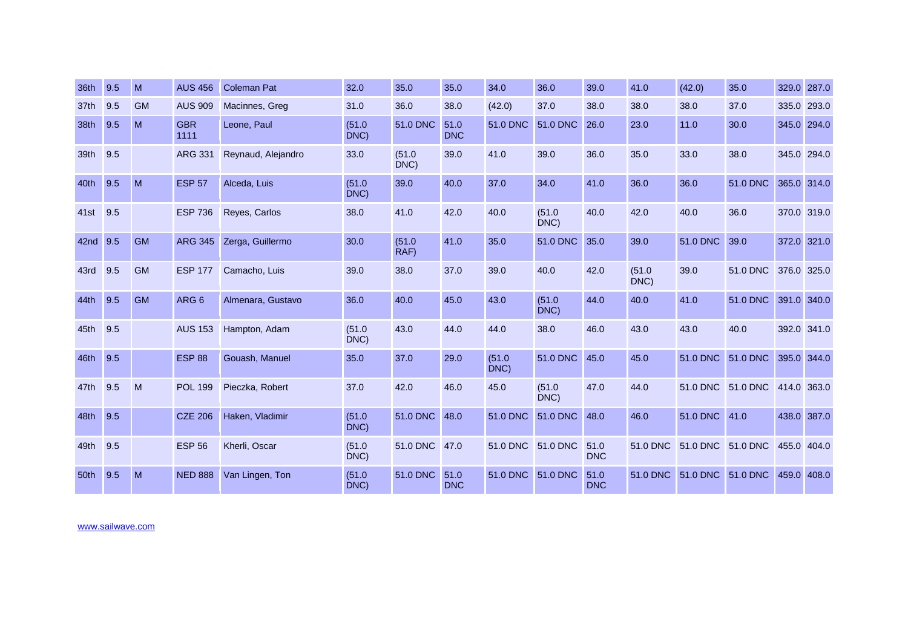| | | | | | | | | | | | | | | | | |
|---|---|---|---|---|---|---|---|---|---|---|---|---|---|---|---|---|
| 36th | 9.5 | M | AUS 456 | Coleman Pat | 32.0 | 35.0 | 35.0 | 34.0 | 36.0 | 39.0 | 41.0 | (42.0) | 35.0 | 329.0 | 287.0 |
| 37th | 9.5 | GM | AUS 909 | Macinnes, Greg | 31.0 | 36.0 | 38.0 | (42.0) | 37.0 | 38.0 | 38.0 | 38.0 | 37.0 | 335.0 | 293.0 |
| 38th | 9.5 | M | GBR 1111 | Leone, Paul | (51.0 DNC) | 51.0 DNC | 51.0 DNC | 51.0 DNC | 51.0 DNC | 26.0 | 23.0 | 11.0 | 30.0 | 345.0 | 294.0 |
| 39th | 9.5 | | ARG 331 | Reynaud, Alejandro | 33.0 | (51.0 DNC) | 39.0 | 41.0 | 39.0 | 36.0 | 35.0 | 33.0 | 38.0 | 345.0 | 294.0 |
| 40th | 9.5 | M | ESP 57 | Alceda, Luis | (51.0 DNC) | 39.0 | 40.0 | 37.0 | 34.0 | 41.0 | 36.0 | 36.0 | 51.0 DNC | 365.0 | 314.0 |
| 41st | 9.5 | | ESP 736 | Reyes, Carlos | 38.0 | 41.0 | 42.0 | 40.0 | (51.0 DNC) | 40.0 | 42.0 | 40.0 | 36.0 | 370.0 | 319.0 |
| 42nd | 9.5 | GM | ARG 345 | Zerga, Guillermo | 30.0 | (51.0 RAF) | 41.0 | 35.0 | 51.0 DNC | 35.0 | 39.0 | 51.0 DNC | 39.0 | 372.0 | 321.0 |
| 43rd | 9.5 | GM | ESP 177 | Camacho, Luis | 39.0 | 38.0 | 37.0 | 39.0 | 40.0 | 42.0 | (51.0 DNC) | 39.0 | 51.0 DNC | 376.0 | 325.0 |
| 44th | 9.5 | GM | ARG 6 | Almenara, Gustavo | 36.0 | 40.0 | 45.0 | 43.0 | (51.0 DNC) | 44.0 | 40.0 | 41.0 | 51.0 DNC | 391.0 | 340.0 |
| 45th | 9.5 | | AUS 153 | Hampton, Adam | (51.0 DNC) | 43.0 | 44.0 | 44.0 | 38.0 | 46.0 | 43.0 | 43.0 | 40.0 | 392.0 | 341.0 |
| 46th | 9.5 | | ESP 88 | Gouash, Manuel | 35.0 | 37.0 | 29.0 | (51.0 DNC) | 51.0 DNC | 45.0 | 45.0 | 51.0 DNC | 51.0 DNC | 395.0 | 344.0 |
| 47th | 9.5 | M | POL 199 | Pieczka, Robert | 37.0 | 42.0 | 46.0 | 45.0 | (51.0 DNC) | 47.0 | 44.0 | 51.0 DNC | 51.0 DNC | 414.0 | 363.0 |
| 48th | 9.5 | | CZE 206 | Haken, Vladimir | (51.0 DNC) | 51.0 DNC | 48.0 | 51.0 DNC | 51.0 DNC | 48.0 | 46.0 | 51.0 DNC | 41.0 | 438.0 | 387.0 |
| 49th | 9.5 | | ESP 56 | Kherli, Oscar | (51.0 DNC) | 51.0 DNC | 47.0 | 51.0 DNC | 51.0 DNC | 51.0 DNC | 51.0 DNC | 51.0 DNC | 51.0 DNC | 455.0 | 404.0 |
| 50th | 9.5 | M | NED 888 | Van Lingen, Ton | (51.0 DNC) | 51.0 DNC | 51.0 DNC | 51.0 DNC | 51.0 DNC | 51.0 DNC | 51.0 DNC | 51.0 DNC | 51.0 DNC | 459.0 | 408.0 |

www.sailwave.com